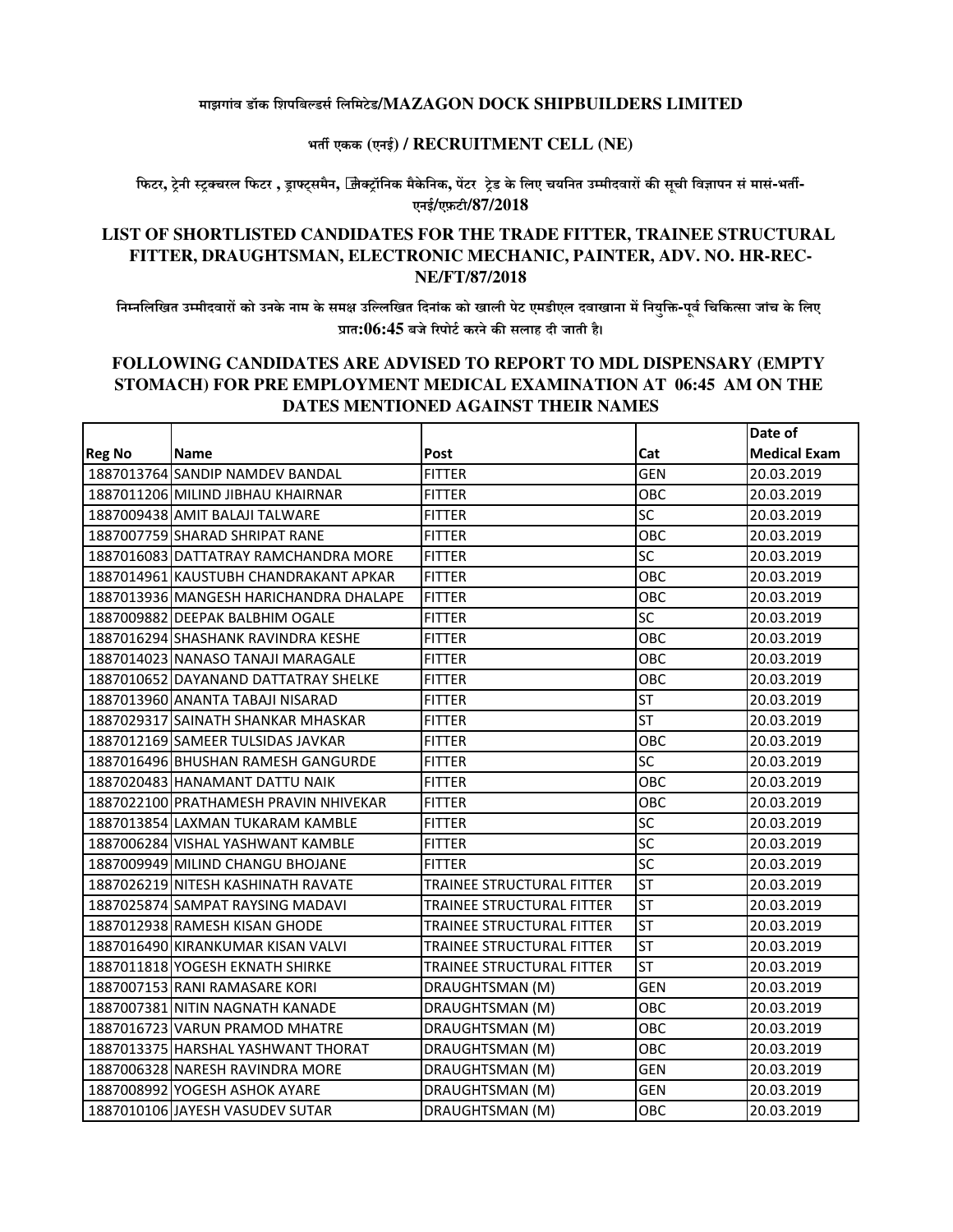माझगांव डॉक शिपबिल्डर्स लिमिटेड/MAZAGON DOCK SHIPBUILDERS LIMITED

भर्ती एकक (एनई) / RECRUITMENT CELL (NE)

फिटर, ट्रेनी स्ट्रक्चरल फिटर , ड्राफ्ट्समैन, इलेक्ट्रॉनिक मैकेनिक, पेंटर ट्रेड के लिए चयनित उम्मीदवारों की सूची विज्ञापन सं मासं-भर्ती-एनई/एफ़टी/87/2018

## LIST OF SHORTLISTED CANDIDATES FOR THE TRADE FITTER, TRAINEE STRUCTURAL FITTER, DRAUGHTSMAN, ELECTRONIC MECHANIC, PAINTER, ADV. NO. HR-REC-NE/FT/87/2018

निम्नलिखित उम्मीदवारों को उनके नाम के समक्ष उल्लिखित दिनांक को खाली पेट एमडीएल दवाखाना में नियुक्ति-पूर्व चिकित्सा जांच के लिए प्रात:06:45 बजे रिपोर्ट करने की सलाह दी जाती है।

## FOLLOWING CANDIDATES ARE ADVISED TO REPORT TO MDL DISPENSARY (EMPTY STOMACH) FOR PRE EMPLOYMENT MEDICAL EXAMINATION AT 06:45 AM ON THE DATES MENTIONED AGAINST THEIR NAMES

| Reg No | Name | Post | Cat | Date of Medical Exam |
|---|---|---|---|---|
| 1887013764 | SANDIP NAMDEV BANDAL | FITTER | GEN | 20.03.2019 |
| 1887011206 | MILIND JIBHAU KHAIRNAR | FITTER | OBC | 20.03.2019 |
| 1887009438 | AMIT BALAJI TALWARE | FITTER | SC | 20.03.2019 |
| 1887007759 | SHARAD SHRIPAT RANE | FITTER | OBC | 20.03.2019 |
| 1887016083 | DATTATRAY RAMCHANDRA MORE | FITTER | SC | 20.03.2019 |
| 1887014961 | KAUSTUBH CHANDRAKANT APKAR | FITTER | OBC | 20.03.2019 |
| 1887013936 | MANGESH HARICHANDRA DHALAPE | FITTER | OBC | 20.03.2019 |
| 1887009882 | DEEPAK BALBHIM OGALE | FITTER | SC | 20.03.2019 |
| 1887016294 | SHASHANK RAVINDRA KESHE | FITTER | OBC | 20.03.2019 |
| 1887014023 | NANASO TANAJI MARAGALE | FITTER | OBC | 20.03.2019 |
| 1887010652 | DAYANAND DATTATRAY SHELKE | FITTER | OBC | 20.03.2019 |
| 1887013960 | ANANTA TABAJI NISARAD | FITTER | ST | 20.03.2019 |
| 1887029317 | SAINATH SHANKAR MHASKAR | FITTER | ST | 20.03.2019 |
| 1887012169 | SAMEER TULSIDAS JAVKAR | FITTER | OBC | 20.03.2019 |
| 1887016496 | BHUSHAN RAMESH GANGURDE | FITTER | SC | 20.03.2019 |
| 1887020483 | HANAMANT DATTU NAIK | FITTER | OBC | 20.03.2019 |
| 1887022100 | PRATHAMESH PRAVIN NHIVEKAR | FITTER | OBC | 20.03.2019 |
| 1887013854 | LAXMAN TUKARAM KAMBLE | FITTER | SC | 20.03.2019 |
| 1887006284 | VISHAL YASHWANT KAMBLE | FITTER | SC | 20.03.2019 |
| 1887009949 | MILIND CHANGU BHOJANE | FITTER | SC | 20.03.2019 |
| 1887026219 | NITESH KASHINATH RAVATE | TRAINEE STRUCTURAL FITTER | ST | 20.03.2019 |
| 1887025874 | SAMPAT RAYSING MADAVI | TRAINEE STRUCTURAL FITTER | ST | 20.03.2019 |
| 1887012938 | RAMESH KISAN GHODE | TRAINEE STRUCTURAL FITTER | ST | 20.03.2019 |
| 1887016490 | KIRANKUMAR KISAN VALVI | TRAINEE STRUCTURAL FITTER | ST | 20.03.2019 |
| 1887011818 | YOGESH EKNATH SHIRKE | TRAINEE STRUCTURAL FITTER | ST | 20.03.2019 |
| 1887007153 | RANI RAMASARE KORI | DRAUGHTSMAN (M) | GEN | 20.03.2019 |
| 1887007381 | NITIN NAGNATH KANADE | DRAUGHTSMAN (M) | OBC | 20.03.2019 |
| 1887016723 | VARUN PRAMOD MHATRE | DRAUGHTSMAN (M) | OBC | 20.03.2019 |
| 1887013375 | HARSHAL YASHWANT THORAT | DRAUGHTSMAN (M) | OBC | 20.03.2019 |
| 1887006328 | NARESH RAVINDRA MORE | DRAUGHTSMAN (M) | GEN | 20.03.2019 |
| 1887008992 | YOGESH ASHOK AYARE | DRAUGHTSMAN (M) | GEN | 20.03.2019 |
| 1887010106 | JAYESH VASUDEV SUTAR | DRAUGHTSMAN (M) | OBC | 20.03.2019 |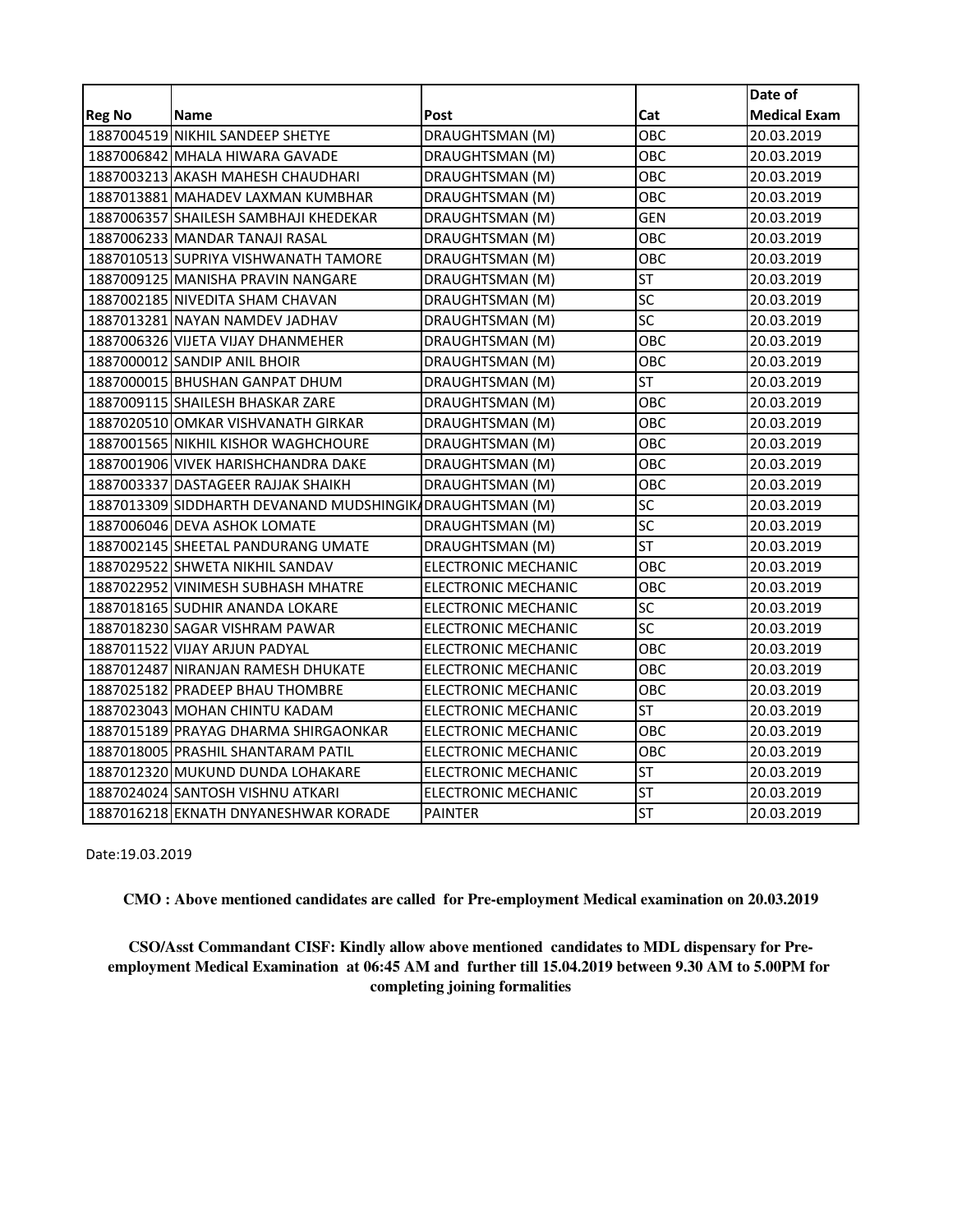| Reg No | Name | Post | Cat | Date of Medical Exam |
|---|---|---|---|---|
| 1887004519 | NIKHIL SANDEEP SHETYE | DRAUGHTSMAN (M) | OBC | 20.03.2019 |
| 1887006842 | MHALA HIWARA GAVADE | DRAUGHTSMAN (M) | OBC | 20.03.2019 |
| 1887003213 | AKASH MAHESH CHAUDHARI | DRAUGHTSMAN (M) | OBC | 20.03.2019 |
| 1887013881 | MAHADEV LAXMAN KUMBHAR | DRAUGHTSMAN (M) | OBC | 20.03.2019 |
| 1887006357 | SHAILESH SAMBHAJI KHEDEKAR | DRAUGHTSMAN (M) | GEN | 20.03.2019 |
| 1887006233 | MANDAR TANAJI RASAL | DRAUGHTSMAN (M) | OBC | 20.03.2019 |
| 1887010513 | SUPRIYA VISHWANATH TAMORE | DRAUGHTSMAN (M) | OBC | 20.03.2019 |
| 1887009125 | MANISHA PRAVIN NANGARE | DRAUGHTSMAN (M) | ST | 20.03.2019 |
| 1887002185 | NIVEDITA SHAM CHAVAN | DRAUGHTSMAN (M) | SC | 20.03.2019 |
| 1887013281 | NAYAN NAMDEV JADHAV | DRAUGHTSMAN (M) | SC | 20.03.2019 |
| 1887006326 | VIJETA VIJAY DHANMEHER | DRAUGHTSMAN (M) | OBC | 20.03.2019 |
| 1887000012 | SANDIP ANIL BHOIR | DRAUGHTSMAN (M) | OBC | 20.03.2019 |
| 1887000015 | BHUSHAN GANPAT DHUM | DRAUGHTSMAN (M) | ST | 20.03.2019 |
| 1887009115 | SHAILESH BHASKAR ZARE | DRAUGHTSMAN (M) | OBC | 20.03.2019 |
| 1887020510 | OMKAR VISHVANATH GIRKAR | DRAUGHTSMAN (M) | OBC | 20.03.2019 |
| 1887001565 | NIKHIL KISHOR WAGHCHOURE | DRAUGHTSMAN (M) | OBC | 20.03.2019 |
| 1887001906 | VIVEK HARISHCHANDRA DAKE | DRAUGHTSMAN (M) | OBC | 20.03.2019 |
| 1887003337 | DASTAGEER RAJJAK SHAIKH | DRAUGHTSMAN (M) | OBC | 20.03.2019 |
| 1887013309 | SIDDHARTH DEVANAND MUDSHINGIKA | DRAUGHTSMAN (M) | SC | 20.03.2019 |
| 1887006046 | DEVA ASHOK LOMATE | DRAUGHTSMAN (M) | SC | 20.03.2019 |
| 1887002145 | SHEETAL PANDURANG UMATE | DRAUGHTSMAN (M) | ST | 20.03.2019 |
| 1887029522 | SHWETA NIKHIL SANDAV | ELECTRONIC MECHANIC | OBC | 20.03.2019 |
| 1887022952 | VINIMESH SUBHASH MHATRE | ELECTRONIC MECHANIC | OBC | 20.03.2019 |
| 1887018165 | SUDHIR ANANDA LOKARE | ELECTRONIC MECHANIC | SC | 20.03.2019 |
| 1887018230 | SAGAR VISHRAM PAWAR | ELECTRONIC MECHANIC | SC | 20.03.2019 |
| 1887011522 | VIJAY ARJUN PADYAL | ELECTRONIC MECHANIC | OBC | 20.03.2019 |
| 1887012487 | NIRANJAN RAMESH DHUKATE | ELECTRONIC MECHANIC | OBC | 20.03.2019 |
| 1887025182 | PRADEEP BHAU THOMBRE | ELECTRONIC MECHANIC | OBC | 20.03.2019 |
| 1887023043 | MOHAN CHINTU KADAM | ELECTRONIC MECHANIC | ST | 20.03.2019 |
| 1887015189 | PRAYAG DHARMA SHIRGAONKAR | ELECTRONIC MECHANIC | OBC | 20.03.2019 |
| 1887018005 | PRASHIL SHANTARAM PATIL | ELECTRONIC MECHANIC | OBC | 20.03.2019 |
| 1887012320 | MUKUND DUNDA LOHAKARE | ELECTRONIC MECHANIC | ST | 20.03.2019 |
| 1887024024 | SANTOSH VISHNU ATKARI | ELECTRONIC MECHANIC | ST | 20.03.2019 |
| 1887016218 | EKNATH DNYANESHWAR KORADE | PAINTER | ST | 20.03.2019 |

Date:19.03.2019

**CMO : Above mentioned candidates are called for Pre-employment Medical examination on 20.03.2019**

**CSO/Asst Commandant CISF: Kindly allow above mentioned candidates to MDL dispensary for Pre-employment Medical Examination at 06:45 AM and further till 15.04.2019 between 9.30 AM to 5.00PM for completing joining formalities**